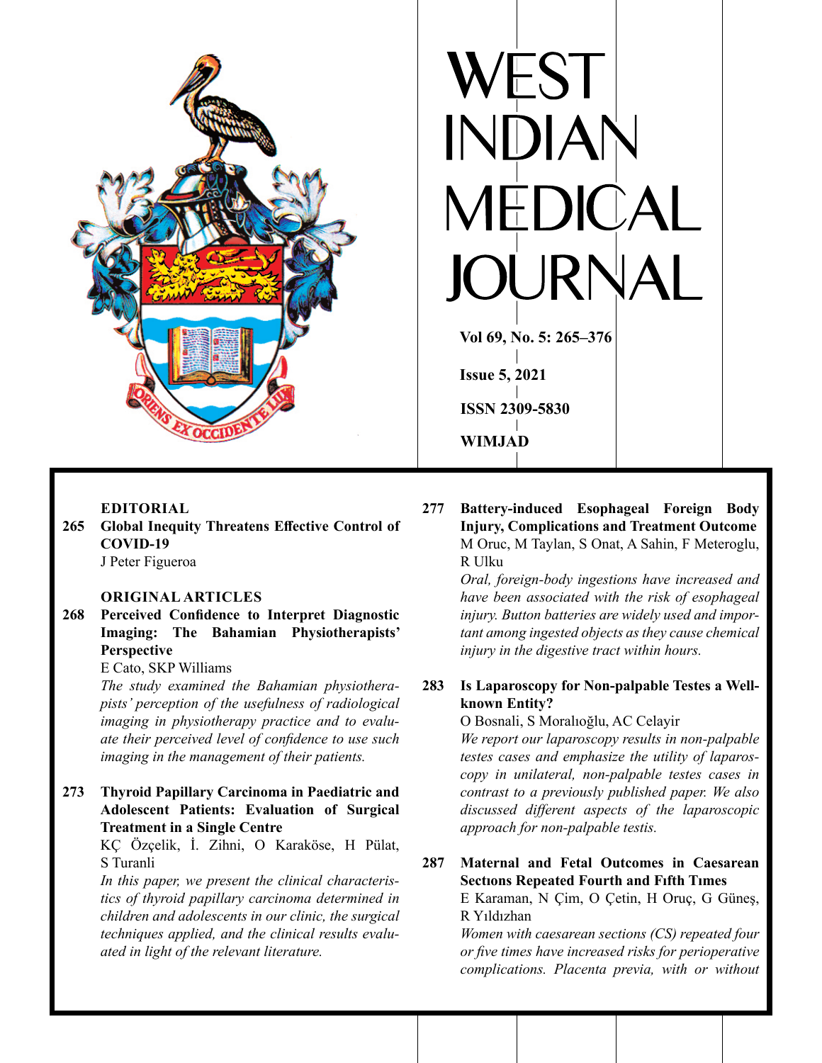# WEST INDIAN MEDICAL JOURNAL

**Vol 69, No. 5: 265–376**

**Issue 5, 2021**

**ISSN 2309-5830**

**WIMJAD**

## EDITORIAL

**265 Global Inequity Threatens Effective Control of COVID-19**
J Peter Figueroa

## ORIGINAL ARTICLES

**268 Perceived Confidence to Interpret Diagnostic Imaging: The Bahamian Physiotherapists' Perspective**
E Cato, SKP Williams
*The study examined the Bahamian physiotherapists' perception of the usefulness of radiological imaging in physiotherapy practice and to evaluate their perceived level of confidence to use such imaging in the management of their patients.*

**273 Thyroid Papillary Carcinoma in Paediatric and Adolescent Patients: Evaluation of Surgical Treatment in a Single Centre**
KÇ Özçelik, İ. Zihni, O Karaköse, H Pülat, S Turanli
*In this paper, we present the clinical characteristics of thyroid papillary carcinoma determined in children and adolescents in our clinic, the surgical techniques applied, and the clinical results evaluated in light of the relevant literature.*

**277 Battery-induced Esophageal Foreign Body Injury, Complications and Treatment Outcome**
M Oruc, M Taylan, S Onat, A Sahin, F Meteroglu, R Ulku
*Oral, foreign-body ingestions have increased and have been associated with the risk of esophageal injury. Button batteries are widely used and important among ingested objects as they cause chemical injury in the digestive tract within hours.*

**283 Is Laparoscopy for Non-palpable Testes a Well-known Entity?**
O Bosnali, S Moralıoğlu, AC Celayir
*We report our laparoscopy results in non-palpable testes cases and emphasize the utility of laparoscopy in unilateral, non-palpable testes cases in contrast to a previously published paper. We also discussed different aspects of the laparoscopic approach for non-palpable testis.*

**287 Maternal and Fetal Outcomes in Caesarean Sectıons Repeated Fourth and Fıfth Tımes**
E Karaman, N Çim, O Çetin, H Oruç, G Güneş, R Yıldızhan
*Women with caesarean sections (CS) repeated four or five times have increased risks for perioperative complications. Placenta previa, with or without*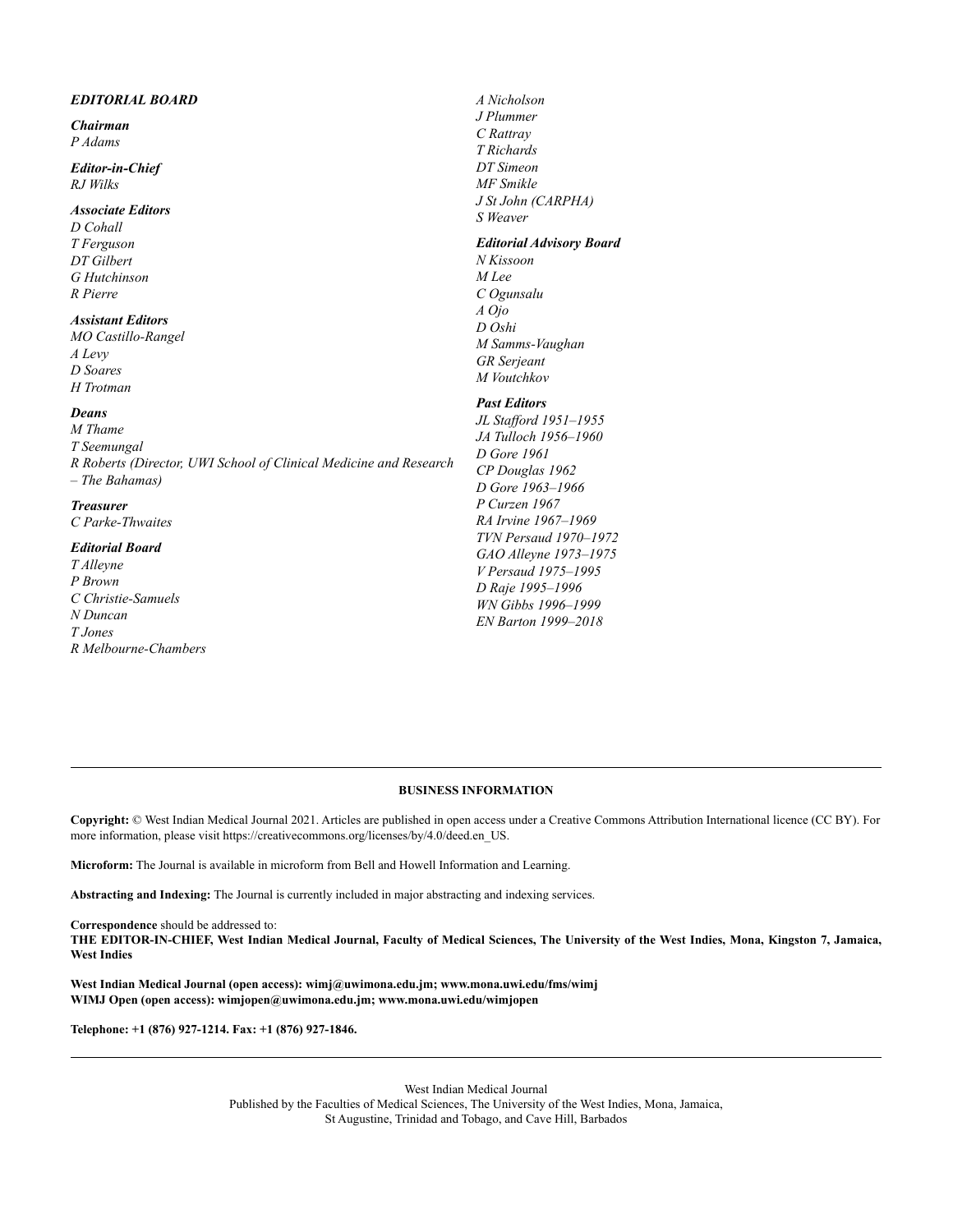## *EDITORIAL BOARD*

***Chairman***
*P Adams*

***Editor-in-Chief***
*RJ Wilks*

***Associate Editors***
*D Cohall*
*T Ferguson*
*DT Gilbert*
*G Hutchinson*
*R Pierre*

***Assistant Editors***
*MO Castillo-Rangel*
*A Levy*
*D Soares*
*H Trotman*

***Deans***
*M Thame*
*T Seemungal*
*R Roberts (Director, UWI School of Clinical Medicine and Research – The Bahamas)*

***Treasurer***
*C Parke-Thwaites*

***Editorial Board***
*T Alleyne*
*P Brown*
*C Christie-Samuels*
*N Duncan*
*T Jones*
*R Melbourne-Chambers*
*A Nicholson*
*J Plummer*
*C Rattray*
*T Richards*
*DT Simeon*
*MF Smikle*
*J St John (CARPHA)*
*S Weaver*

***Editorial Advisory Board***
*N Kissoon*
*M Lee*
*C Ogunsalu*
*A Ojo*
*D Oshi*
*M Samms-Vaughan*
*GR Serjeant*
*M Voutchkov*

***Past Editors***
*JL Stafford 1951–1955*
*JA Tulloch 1956–1960*
*D Gore 1961*
*CP Douglas 1962*
*D Gore 1963–1966*
*P Curzen 1967*
*RA Irvine 1967–1969*
*TVN Persaud 1970–1972*
*GAO Alleyne 1973–1975*
*V Persaud 1975–1995*
*D Raje 1995–1996*
*WN Gibbs 1996–1999*
*EN Barton 1999–2018*

---

**BUSINESS INFORMATION**

**Copyright:** © West Indian Medical Journal 2021. Articles are published in open access under a Creative Commons Attribution International licence (CC BY). For more information, please visit https://creativecommons.org/licenses/by/4.0/deed.en_US.

**Microform:** The Journal is available in microform from Bell and Howell Information and Learning.

**Abstracting and Indexing:** The Journal is currently included in major abstracting and indexing services.

**Correspondence** should be addressed to:
**THE EDITOR-IN-CHIEF, West Indian Medical Journal, Faculty of Medical Sciences, The University of the West Indies, Mona, Kingston 7, Jamaica, West Indies**

**West Indian Medical Journal (open access): wimj@uwimona.edu.jm; www.mona.uwi.edu/fms/wimj**
**WIMJ Open (open access): wimjopen@uwimona.edu.jm; www.mona.uwi.edu/wimjopen**

**Telephone: +1 (876) 927-1214. Fax: +1 (876) 927-1846.**

---

West Indian Medical Journal
Published by the Faculties of Medical Sciences, The University of the West Indies, Mona, Jamaica,
St Augustine, Trinidad and Tobago, and Cave Hill, Barbados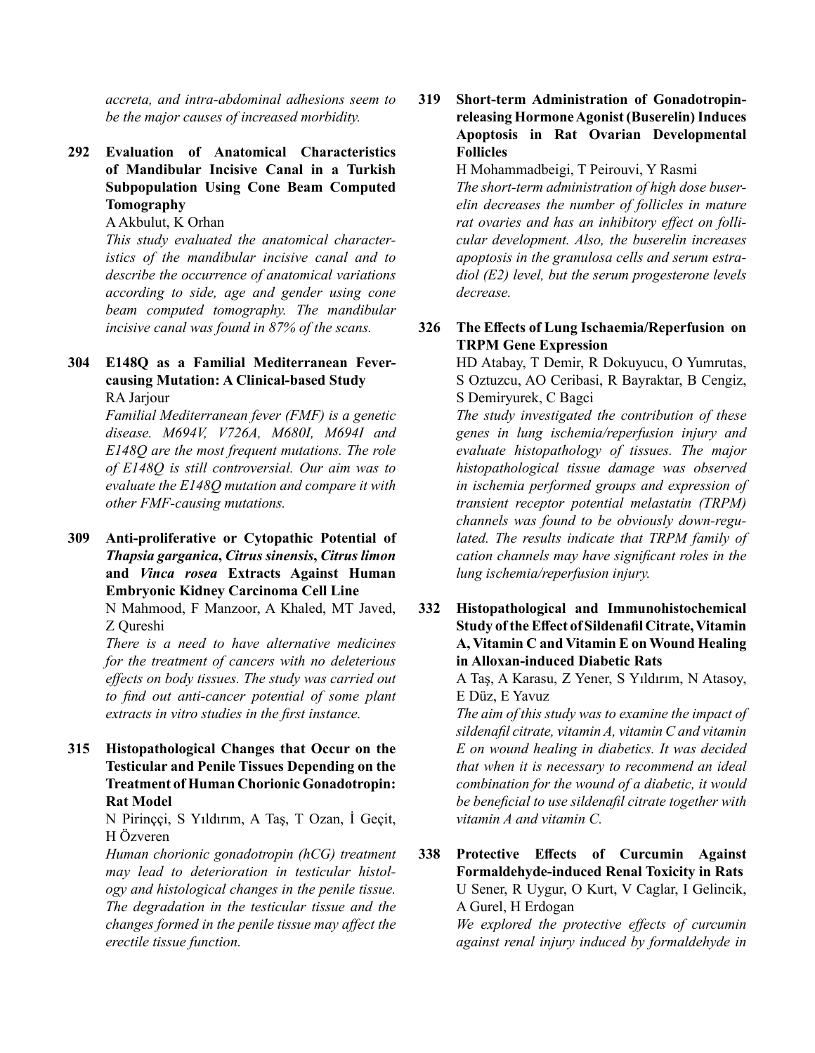*accreta, and intra-abdominal adhesions seem to be the major causes of increased morbidity.*

**292 Evaluation of Anatomical Characteristics of Mandibular Incisive Canal in a Turkish Subpopulation Using Cone Beam Computed Tomography**

A Akbulut, K Orhan

*This study evaluated the anatomical characteristics of the mandibular incisive canal and to describe the occurrence of anatomical variations according to side, age and gender using cone beam computed tomography. The mandibular incisive canal was found in 87% of the scans.*

**304 E148Q as a Familial Mediterranean Fever-causing Mutation: A Clinical-based Study**

RA Jarjour

*Familial Mediterranean fever (FMF) is a genetic disease. M694V, V726A, M680I, M694I and E148Q are the most frequent mutations. The role of E148Q is still controversial. Our aim was to evaluate the E148Q mutation and compare it with other FMF-causing mutations.*

**309 Anti-proliferative or Cytopathic Potential of *Thapsia garganica*, *Citrus sinensis*, *Citrus limon* and *Vinca rosea* Extracts Against Human Embryonic Kidney Carcinoma Cell Line**

N Mahmood, F Manzoor, A Khaled, MT Javed, Z Qureshi

*There is a need to have alternative medicines for the treatment of cancers with no deleterious effects on body tissues. The study was carried out to find out anti-cancer potential of some plant extracts in vitro studies in the first instance.*

**315 Histopathological Changes that Occur on the Testicular and Penile Tissues Depending on the Treatment of Human Chorionic Gonadotropin: Rat Model**

N Pirinççi, S Yıldırım, A Taş, T Ozan, İ Geçit, H Özveren

*Human chorionic gonadotropin (hCG) treatment may lead to deterioration in testicular histology and histological changes in the penile tissue. The degradation in the testicular tissue and the changes formed in the penile tissue may affect the erectile tissue function.*

**319 Short-term Administration of Gonadotropin-releasing Hormone Agonist (Buserelin) Induces Apoptosis in Rat Ovarian Developmental Follicles**

H Mohammadbeigi, T Peirouvi, Y Rasmi

*The short-term administration of high dose buserelin decreases the number of follicles in mature rat ovaries and has an inhibitory effect on follicular development. Also, the buserelin increases apoptosis in the granulosa cells and serum estradiol (E2) level, but the serum progesterone levels decrease.*

**326 The Effects of Lung Ischaemia/Reperfusion on TRPM Gene Expression**

HD Atabay, T Demir, R Dokuyucu, O Yumrutas, S Oztuzcu, AO Ceribasi, R Bayraktar, B Cengiz, S Demiryurek, C Bagci

*The study investigated the contribution of these genes in lung ischemia/reperfusion injury and evaluate histopathology of tissues. The major histopathological tissue damage was observed in ischemia performed groups and expression of transient receptor potential melastatin (TRPM) channels was found to be obviously down-regulated. The results indicate that TRPM family of cation channels may have significant roles in the lung ischemia/reperfusion injury.*

**332 Histopathological and Immunohistochemical Study of the Effect of Sildenafil Citrate, Vitamin A, Vitamin C and Vitamin E on Wound Healing in Alloxan-induced Diabetic Rats**

A Taş, A Karasu, Z Yener, S Yıldırım, N Atasoy, E Düz, E Yavuz

*The aim of this study was to examine the impact of sildenafil citrate, vitamin A, vitamin C and vitamin E on wound healing in diabetics. It was decided that when it is necessary to recommend an ideal combination for the wound of a diabetic, it would be beneficial to use sildenafil citrate together with vitamin A and vitamin C.*

**338 Protective Effects of Curcumin Against Formaldehyde-induced Renal Toxicity in Rats**

U Sener, R Uygur, O Kurt, V Caglar, I Gelincik, A Gurel, H Erdogan

*We explored the protective effects of curcumin against renal injury induced by formaldehyde in*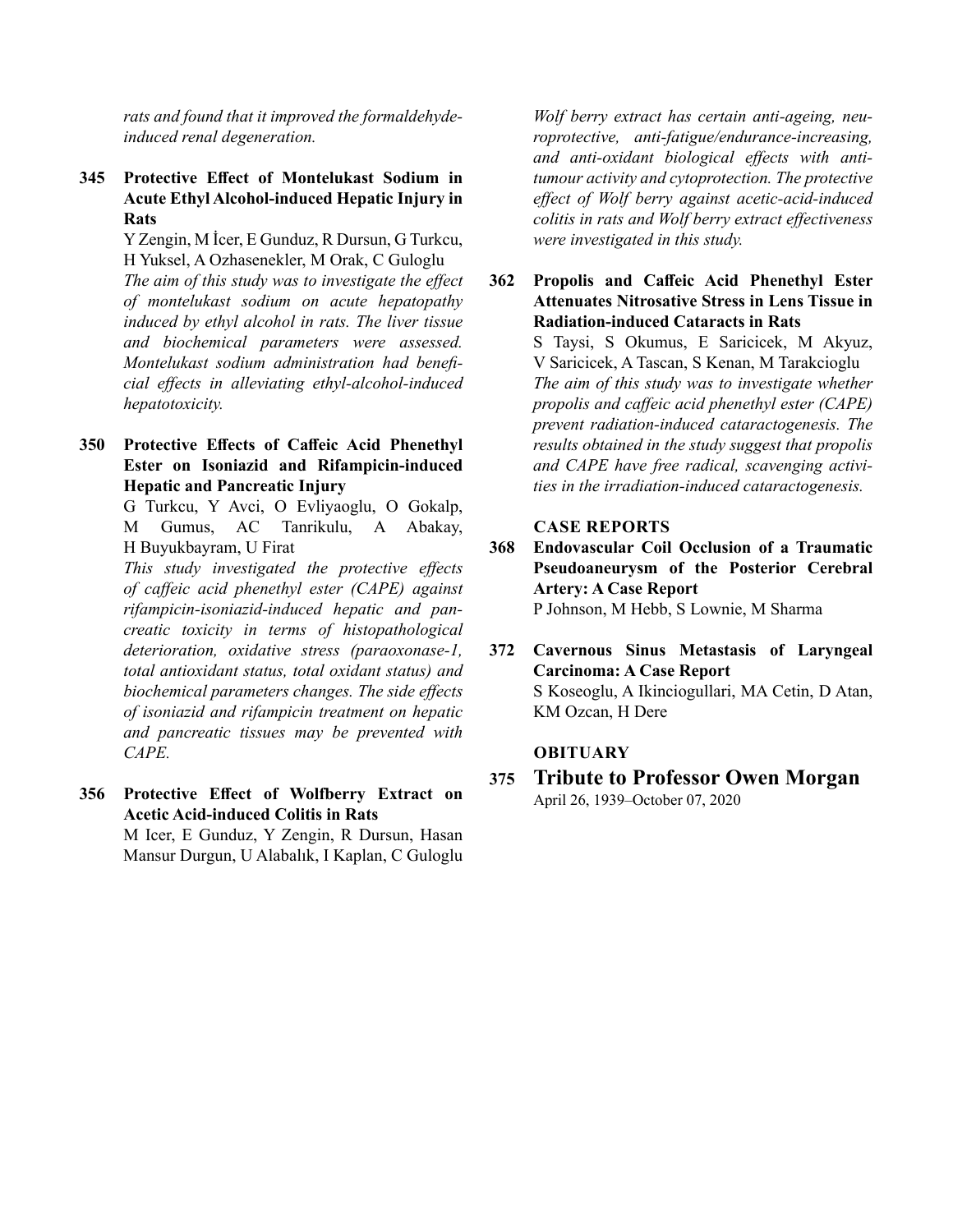*rats and found that it improved the formaldehyde-induced renal degeneration.*

**345 Protective Effect of Montelukast Sodium in Acute Ethyl Alcohol-induced Hepatic Injury in Rats**

Y Zengin, M İcer, E Gunduz, R Dursun, G Turkcu, H Yuksel, A Ozhasenekler, M Orak, C Guloglu

*The aim of this study was to investigate the effect of montelukast sodium on acute hepatopathy induced by ethyl alcohol in rats. The liver tissue and biochemical parameters were assessed. Montelukast sodium administration had beneficial effects in alleviating ethyl-alcohol-induced hepatotoxicity.*

**350 Protective Effects of Caffeic Acid Phenethyl Ester on Isoniazid and Rifampicin-induced Hepatic and Pancreatic Injury**

G Turkcu, Y Avci, O Evliyaoglu, O Gokalp, M Gumus, AC Tanrikulu, A Abakay, H Buyukbayram, U Firat

*This study investigated the protective effects of caffeic acid phenethyl ester (CAPE) against rifampicin-isoniazid-induced hepatic and pancreatic toxicity in terms of histopathological deterioration, oxidative stress (paraoxonase-1, total antioxidant status, total oxidant status) and biochemical parameters changes. The side effects of isoniazid and rifampicin treatment on hepatic and pancreatic tissues may be prevented with CAPE.*

**356 Protective Effect of Wolfberry Extract on Acetic Acid-induced Colitis in Rats**

M Icer, E Gunduz, Y Zengin, R Dursun, Hasan Mansur Durgun, U Alabalık, I Kaplan, C Guloglu

*Wolf berry extract has certain anti-ageing, neuroprotective, anti-fatigue/endurance-increasing, and anti-oxidant biological effects with anti-tumour activity and cytoprotection. The protective effect of Wolf berry against acetic-acid-induced colitis in rats and Wolf berry extract effectiveness were investigated in this study.*

**362 Propolis and Caffeic Acid Phenethyl Ester Attenuates Nitrosative Stress in Lens Tissue in Radiation-induced Cataracts in Rats**

S Taysi, S Okumus, E Saricicek, M Akyuz, V Saricicek, A Tascan, S Kenan, M Tarakcioglu

*The aim of this study was to investigate whether propolis and caffeic acid phenethyl ester (CAPE) prevent radiation-induced cataractogenesis. The results obtained in the study suggest that propolis and CAPE have free radical, scavenging activities in the irradiation-induced cataractogenesis.*

## CASE REPORTS

**368 Endovascular Coil Occlusion of a Traumatic Pseudoaneurysm of the Posterior Cerebral Artery: A Case Report**

P Johnson, M Hebb, S Lownie, M Sharma

**372 Cavernous Sinus Metastasis of Laryngeal Carcinoma: A Case Report**

S Koseoglu, A Ikinciogullari, MA Cetin, D Atan, KM Ozcan, H Dere

## OBITUARY

**375 Tribute to Professor Owen Morgan**

April 26, 1939–October 07, 2020